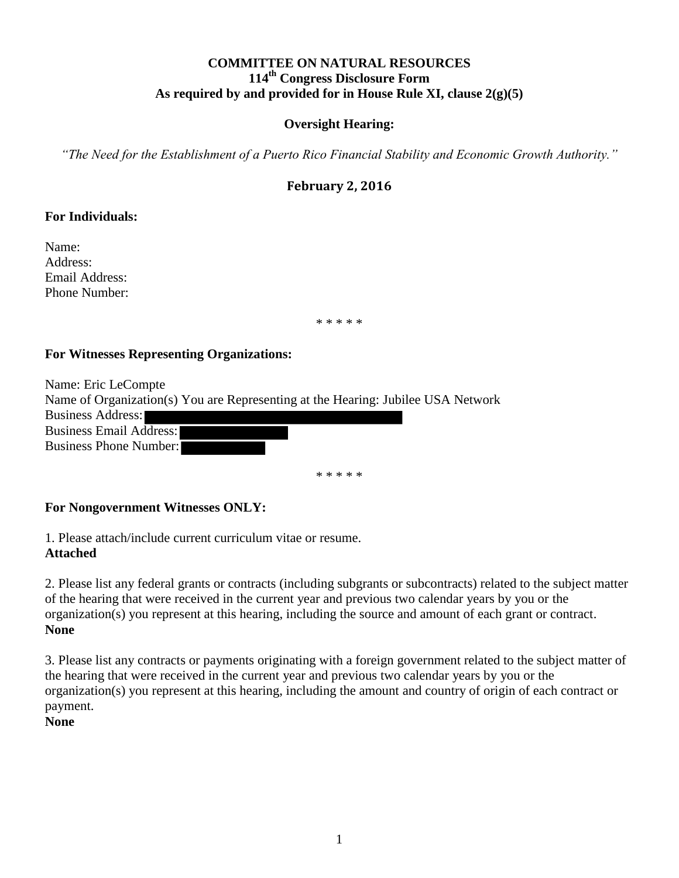**COMMITTEE ON NATURAL RESOURCES**
**114th Congress Disclosure Form**
**As required by and provided for in House Rule XI, clause 2(g)(5)**

**Oversight Hearing:**

*"The Need for the Establishment of a Puerto Rico Financial Stability and Economic Growth Authority."*

**February 2, 2016**

**For Individuals:**

Name:
Address:
Email Address:
Phone Number:

\* \* \* \* \*

**For Witnesses Representing Organizations:**

Name: Eric LeCompte
Name of Organization(s) You are Representing at the Hearing: Jubilee USA Network
Business Address:
Business Email Address:
Business Phone Number:

\* \* \* \* \*

**For Nongovernment Witnesses ONLY:**

1. Please attach/include current curriculum vitae or resume.
**Attached**

2. Please list any federal grants or contracts (including subgrants or subcontracts) related to the subject matter of the hearing that were received in the current year and previous two calendar years by you or the organization(s) you represent at this hearing, including the source and amount of each grant or contract.
**None**

3. Please list any contracts or payments originating with a foreign government related to the subject matter of the hearing that were received in the current year and previous two calendar years by you or the organization(s) you represent at this hearing, including the amount and country of origin of each contract or payment.
**None**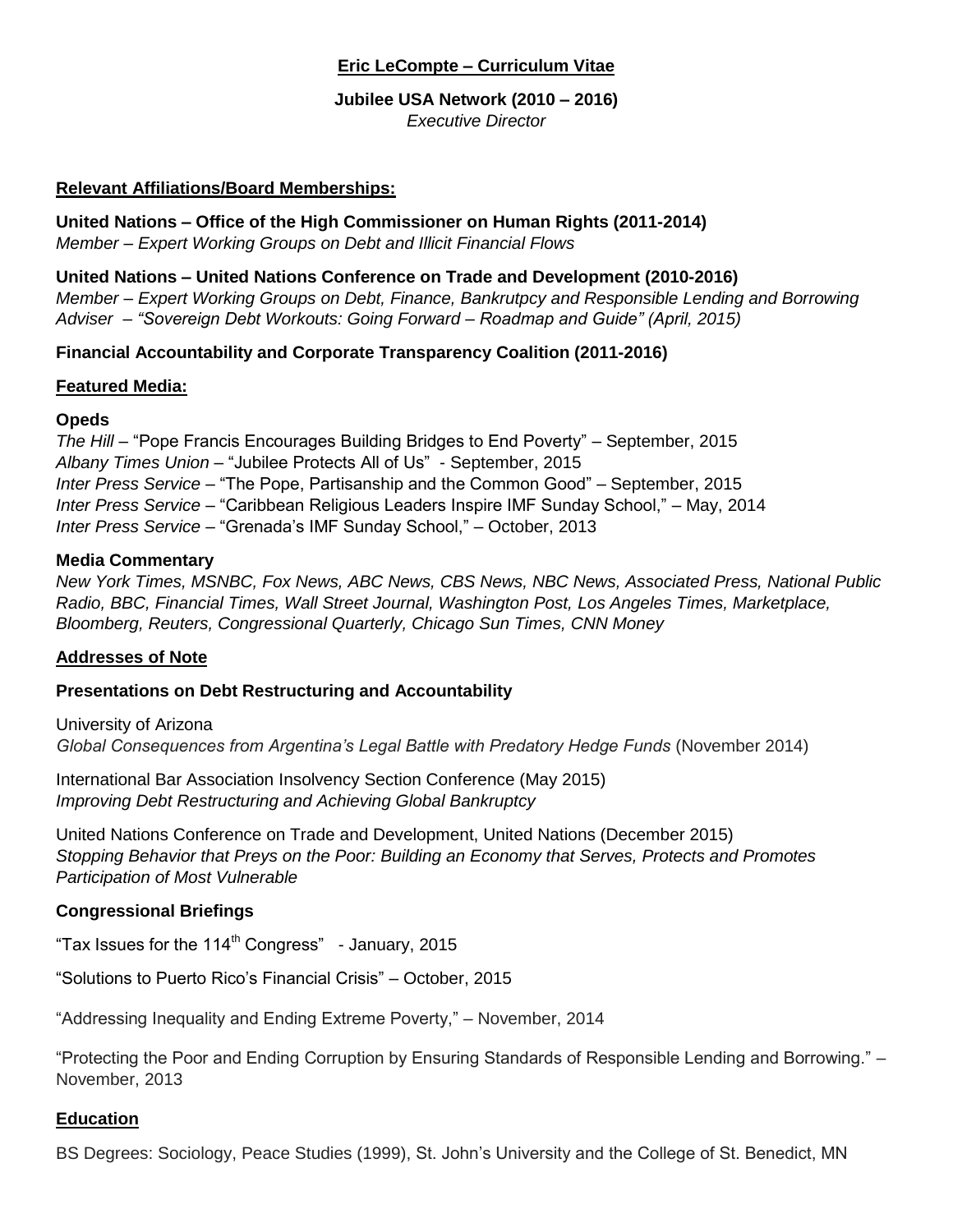# Eric LeCompte – Curriculum Vitae

**Jubilee USA Network (2010 – 2016)**
*Executive Director*

## Relevant Affiliations/Board Memberships:

**United Nations – Office of the High Commissioner on Human Rights (2011-2014)**
*Member – Expert Working Groups on Debt and Illicit Financial Flows*

**United Nations – United Nations Conference on Trade and Development (2010-2016)**
*Member – Expert Working Groups on Debt, Finance, Bankrutpcy and Responsible Lending and Borrowing*
*Adviser – "Sovereign Debt Workouts: Going Forward – Roadmap and Guide" (April, 2015)*

**Financial Accountability and Corporate Transparency Coalition (2011-2016)**

## Featured Media:

### Opeds

*The Hill* – "Pope Francis Encourages Building Bridges to End Poverty" – September, 2015
*Albany Times Union* – "Jubilee Protects All of Us" - September, 2015
*Inter Press Service* – "The Pope, Partisanship and the Common Good" – September, 2015
*Inter Press Service* – "Caribbean Religious Leaders Inspire IMF Sunday School," – May, 2014
*Inter Press Service* – "Grenada's IMF Sunday School," – October, 2013

### Media Commentary

*New York Times, MSNBC, Fox News, ABC News, CBS News, NBC News, Associated Press, National Public Radio, BBC, Financial Times, Wall Street Journal, Washington Post, Los Angeles Times, Marketplace, Bloomberg, Reuters, Congressional Quarterly, Chicago Sun Times, CNN Money*

## Addresses of Note

### Presentations on Debt Restructuring and Accountability

University of Arizona
*Global Consequences from Argentina's Legal Battle with Predatory Hedge Funds* (November 2014)

International Bar Association Insolvency Section Conference (May 2015)
*Improving Debt Restructuring and Achieving Global Bankruptcy*

United Nations Conference on Trade and Development, United Nations (December 2015)
*Stopping Behavior that Preys on the Poor: Building an Economy that Serves, Protects and Promotes Participation of Most Vulnerable*

### Congressional Briefings

"Tax Issues for the 114th Congress" - January, 2015

"Solutions to Puerto Rico's Financial Crisis" – October, 2015

"Addressing Inequality and Ending Extreme Poverty," – November, 2014

"Protecting the Poor and Ending Corruption by Ensuring Standards of Responsible Lending and Borrowing." – November, 2013

## Education

BS Degrees: Sociology, Peace Studies (1999), St. John's University and the College of St. Benedict, MN